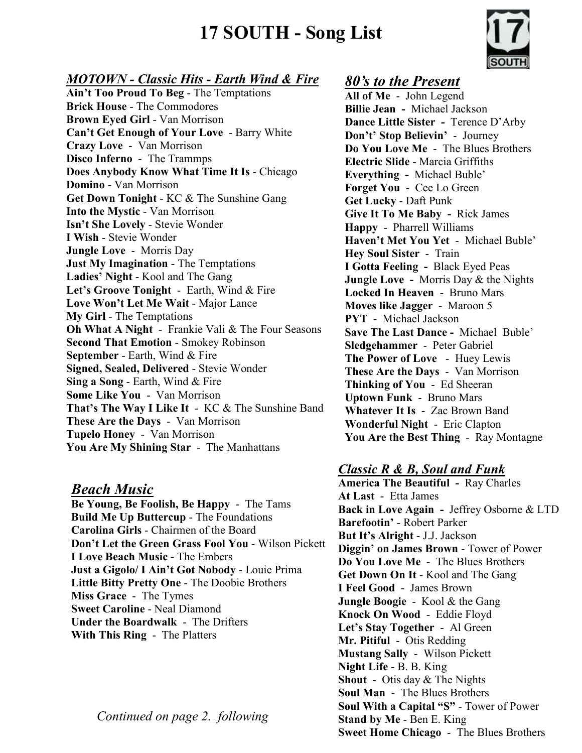# 17 SOUTH - Song List

## *MOTOWN - Classic Hits - Earth Wind & Fire*

**Ain't Too Proud To Beg** - The Temptations
**Brick House** - The Commodores
**Brown Eyed Girl** - Van Morrison
**Can't Get Enough of Your Love** - Barry White
**Crazy Love** - Van Morrison
**Disco Inferno** - The Trammps
**Does Anybody Know What Time It Is** - Chicago
**Domino** - Van Morrison
**Get Down Tonight** - KC & The Sunshine Gang
**Into the Mystic** - Van Morrison
**Isn't She Lovely** - Stevie Wonder
**I Wish** - Stevie Wonder
**Jungle Love** - Morris Day
**Just My Imagination** - The Temptations
**Ladies' Night** - Kool and The Gang
**Let's Groove Tonight** - Earth, Wind & Fire
**Love Won't Let Me Wait** - Major Lance
**My Girl** - The Temptations
**Oh What A Night** - Frankie Vali & The Four Seasons
**Second That Emotion** - Smokey Robinson
**September** - Earth, Wind & Fire
**Signed, Sealed, Delivered** - Stevie Wonder
**Sing a Song** - Earth, Wind & Fire
**Some Like You** - Van Morrison
**That's The Way I Like It** - KC & The Sunshine Band
**These Are the Days** - Van Morrison
**Tupelo Honey** - Van Morrison
**You Are My Shining Star** - The Manhattans

## *Beach Music*

**Be Young, Be Foolish, Be Happy** - The Tams
**Build Me Up Buttercup** - The Foundations
**Carolina Girls** - Chairmen of the Board
**Don't Let the Green Grass Fool You** - Wilson Pickett
**I Love Beach Music** - The Embers
**Just a Gigolo/ I Ain't Got Nobody** - Louie Prima
**Little Bitty Pretty One** - The Doobie Brothers
**Miss Grace** - The Tymes
**Sweet Caroline** - Neal Diamond
**Under the Boardwalk** - The Drifters
**With This Ring** - The Platters

*Continued on page 2. following*

## *80's to the Present*

**All of Me** - John Legend
**Billie Jean** - Michael Jackson
**Dance Little Sister** - Terence D'Arby
**Don't' Stop Believin'** - Journey
**Do You Love Me** - The Blues Brothers
**Electric Slide** - Marcia Griffiths
**Everything** - Michael Buble'
**Forget You** - Cee Lo Green
**Get Lucky** - Daft Punk
**Give It To Me Baby** - Rick James
**Happy** - Pharrell Williams
**Haven't Met You Yet** - Michael Buble'
**Hey Soul Sister** - Train
**I Gotta Feeling** - Black Eyed Peas
**Jungle Love** - Morris Day & the Nights
**Locked In Heaven** - Bruno Mars
**Moves like Jagger** - Maroon 5
**PYT** - Michael Jackson
**Save The Last Dance** - Michael Buble'
**Sledgehammer** - Peter Gabriel
**The Power of Love** - Huey Lewis
**These Are the Days** - Van Morrison
**Thinking of You** - Ed Sheeran
**Uptown Funk** - Bruno Mars
**Whatever It Is** - Zac Brown Band
**Wonderful Night** - Eric Clapton
**You Are the Best Thing** - Ray Montagne

## *Classic R & B, Soul and Funk*

**America The Beautiful** - Ray Charles
**At Last** - Etta James
**Back in Love Again** - Jeffrey Osborne & LTD
**Barefootin'** - Robert Parker
**But It's Alright** - J.J. Jackson
**Diggin' on James Brown** - Tower of Power
**Do You Love Me** - The Blues Brothers
**Get Down On It** - Kool and The Gang
**I Feel Good** - James Brown
**Jungle Boogie** - Kool & the Gang
**Knock On Wood** - Eddie Floyd
**Let's Stay Together** - Al Green
**Mr. Pitiful** - Otis Redding
**Mustang Sally** - Wilson Pickett
**Night Life** - B. B. King
**Shout** - Otis day & The Nights
**Soul Man** - The Blues Brothers
**Soul With a Capital "S"** - Tower of Power
**Stand by Me** - Ben E. King
**Sweet Home Chicago** - The Blues Brothers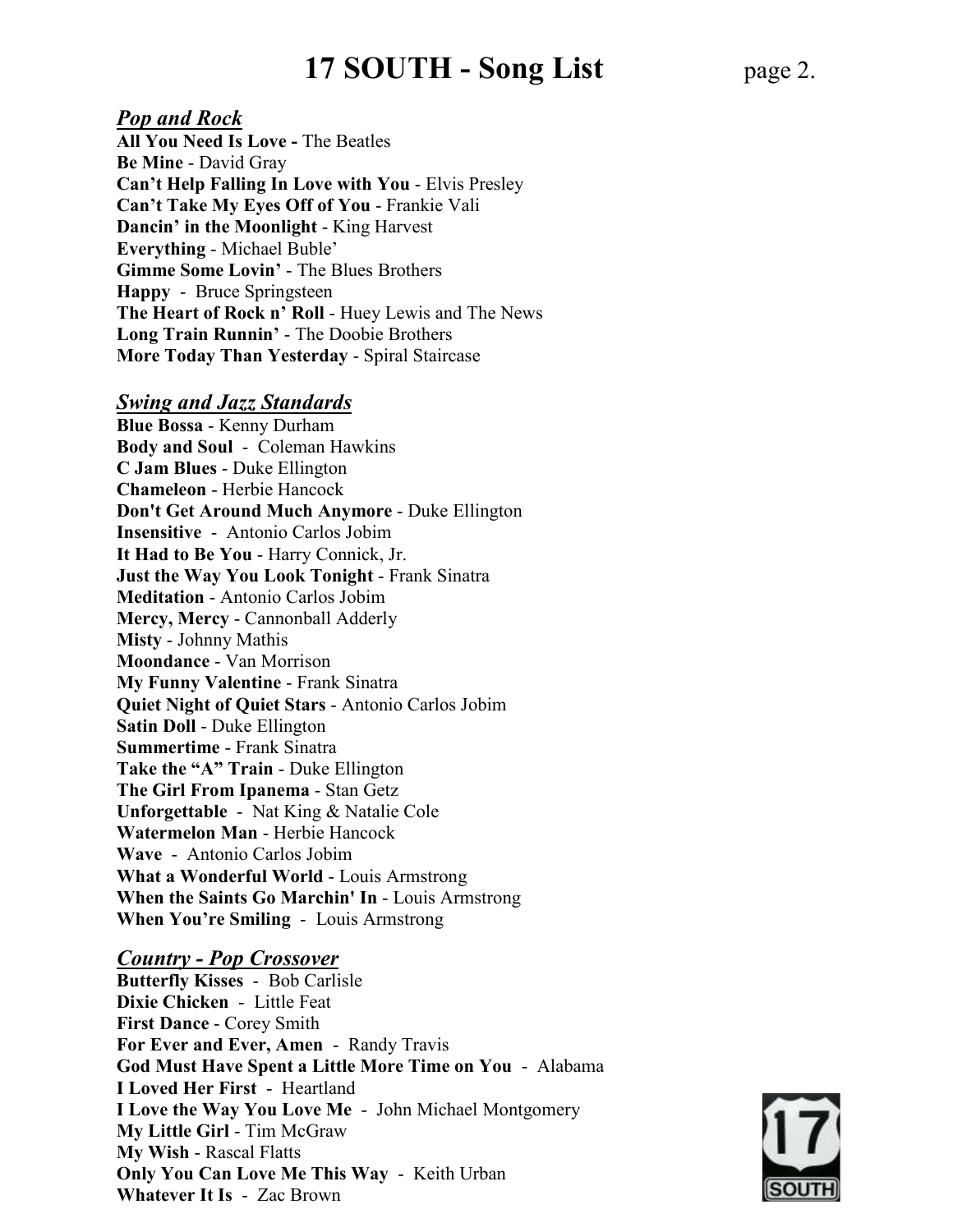# 17 SOUTH - Song List

### *Pop and Rock*

**All You Need Is Love -** The Beatles
**Be Mine** - David Gray
**Can't Help Falling In Love with You** - Elvis Presley
**Can't Take My Eyes Off of You** - Frankie Vali
**Dancin' in the Moonlight** - King Harvest
**Everything** - Michael Buble'
**Gimme Some Lovin'** - The Blues Brothers
**Happy** - Bruce Springsteen
**The Heart of Rock n' Roll** - Huey Lewis and The News
**Long Train Runnin'** - The Doobie Brothers
**More Today Than Yesterday** - Spiral Staircase

### *Swing and Jazz Standards*

**Blue Bossa** - Kenny Durham
**Body and Soul** - Coleman Hawkins
**C Jam Blues** - Duke Ellington
**Chameleon** - Herbie Hancock
**Don't Get Around Much Anymore** - Duke Ellington
**Insensitive** - Antonio Carlos Jobim
**It Had to Be You** - Harry Connick, Jr.
**Just the Way You Look Tonight** - Frank Sinatra
**Meditation** - Antonio Carlos Jobim
**Mercy, Mercy** - Cannonball Adderly
**Misty** - Johnny Mathis
**Moondance** - Van Morrison
**My Funny Valentine** - Frank Sinatra
**Quiet Night of Quiet Stars** - Antonio Carlos Jobim
**Satin Doll** - Duke Ellington
**Summertime** - Frank Sinatra
**Take the "A" Train** - Duke Ellington
**The Girl From Ipanema** - Stan Getz
**Unforgettable** - Nat King & Natalie Cole
**Watermelon Man** - Herbie Hancock
**Wave** - Antonio Carlos Jobim
**What a Wonderful World** - Louis Armstrong
**When the Saints Go Marchin' In** - Louis Armstrong
**When You're Smiling** - Louis Armstrong

### *Country - Pop Crossover*

**Butterfly Kisses** - Bob Carlisle
**Dixie Chicken** - Little Feat
**First Dance** - Corey Smith
**For Ever and Ever, Amen** - Randy Travis
**God Must Have Spent a Little More Time on You** - Alabama
**I Loved Her First** - Heartland
**I Love the Way You Love Me** - John Michael Montgomery
**My Little Girl** - Tim McGraw
**My Wish** - Rascal Flatts
**Only You Can Love Me This Way** - Keith Urban
**Whatever It Is** - Zac Brown